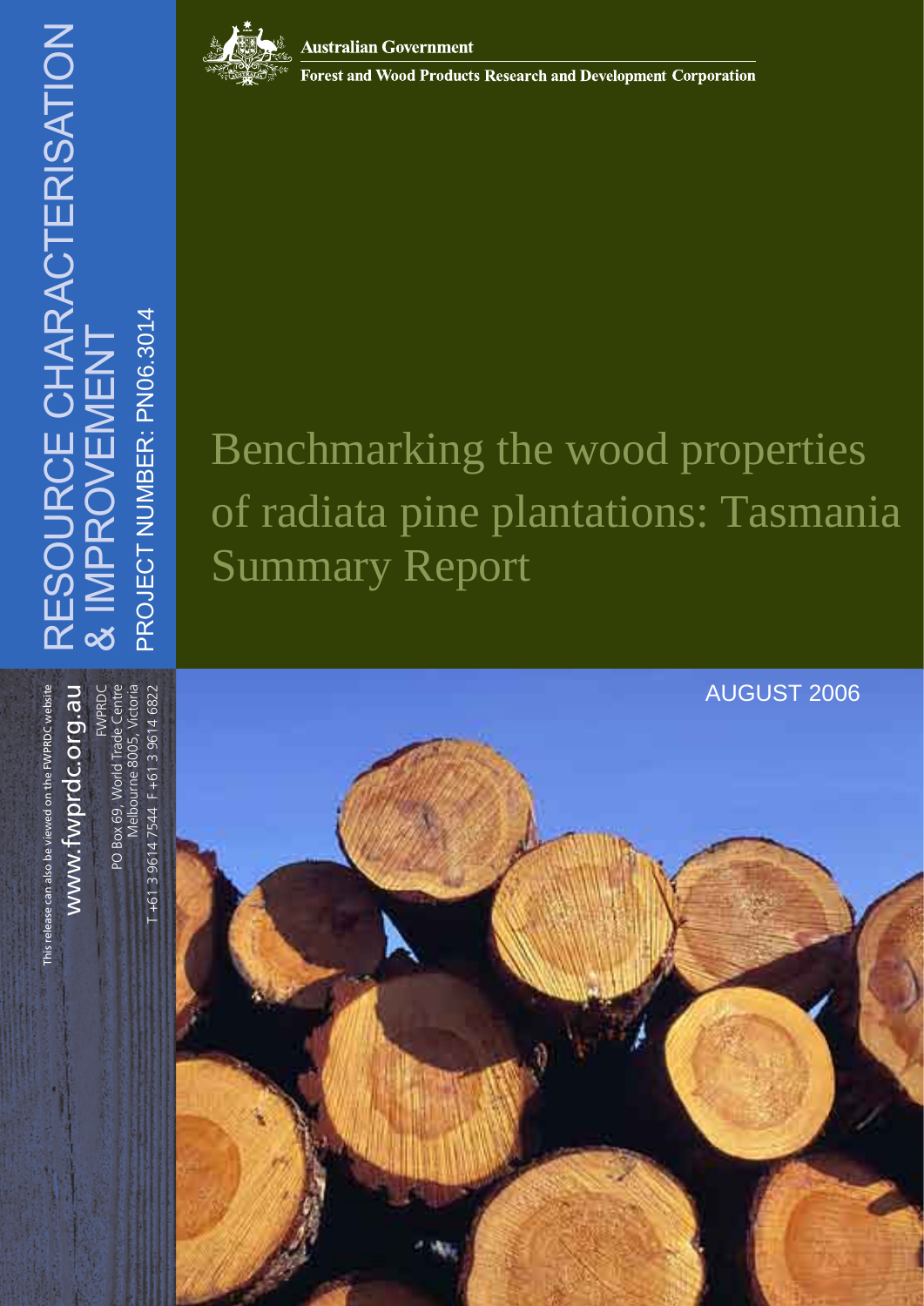RESOURCE CHARACTERISATION & IMPROVEMENT

PROJECT NUMBER: PN06.3014

Australian Government

Forest and Wood Products Research and Development Corporation

# Benchmarking the wood properties of radiata pine plantations: Tasmania Summary Report

AUGUST 2006

This release can also be viewed on the FWPRDC website

www.fwprdc.org.au

FWPRDC
PO Box 69, World Trade Centre
Melbourne 8005, Victoria
T +61 3 9614 7544 F +61 3 9614 6822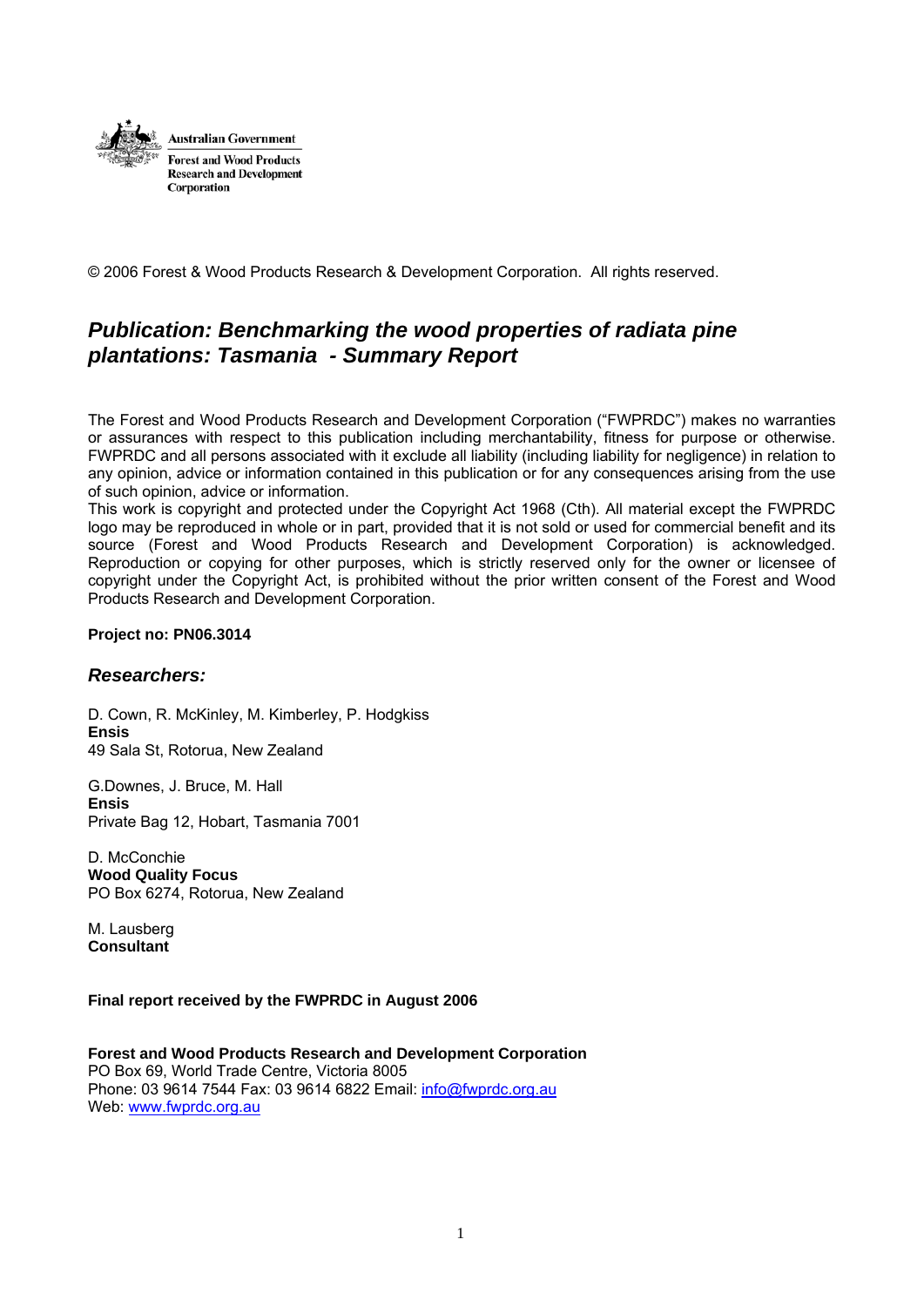Australian Government

Forest and Wood Products Research and Development Corporation

© 2006 Forest & Wood Products Research & Development Corporation. All rights reserved.

## *Publication: Benchmarking the wood properties of radiata pine plantations: Tasmania - Summary Report*

The Forest and Wood Products Research and Development Corporation ("FWPRDC") makes no warranties or assurances with respect to this publication including merchantability, fitness for purpose or otherwise. FWPRDC and all persons associated with it exclude all liability (including liability for negligence) in relation to any opinion, advice or information contained in this publication or for any consequences arising from the use of such opinion, advice or information.
This work is copyright and protected under the Copyright Act 1968 (Cth). All material except the FWPRDC logo may be reproduced in whole or in part, provided that it is not sold or used for commercial benefit and its source (Forest and Wood Products Research and Development Corporation) is acknowledged. Reproduction or copying for other purposes, which is strictly reserved only for the owner or licensee of copyright under the Copyright Act, is prohibited without the prior written consent of the Forest and Wood Products Research and Development Corporation.

**Project no: PN06.3014**

### *Researchers:*

D. Cown, R. McKinley, M. Kimberley, P. Hodgkiss
**Ensis**
49 Sala St, Rotorua, New Zealand

G.Downes, J. Bruce, M. Hall
**Ensis**
Private Bag 12, Hobart, Tasmania 7001

D. McConchie
**Wood Quality Focus**
PO Box 6274, Rotorua, New Zealand

M. Lausberg
**Consultant**

**Final report received by the FWPRDC in August 2006**

**Forest and Wood Products Research and Development Corporation**
PO Box 69, World Trade Centre, Victoria 8005
Phone: 03 9614 7544 Fax: 03 9614 6822 Email: info@fwprdc.org.au
Web: www.fwprdc.org.au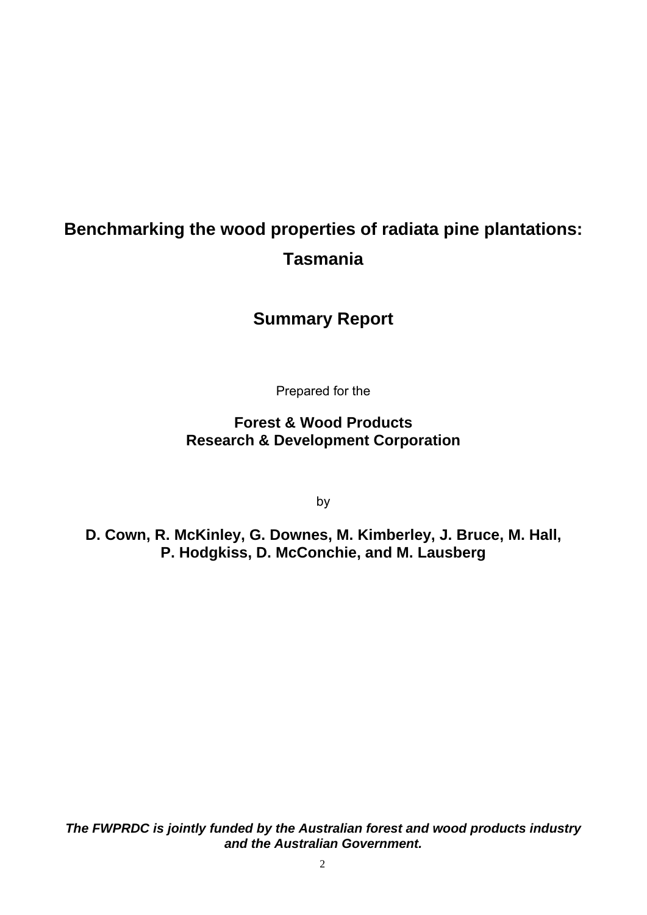# Benchmarking the wood properties of radiata pine plantations: Tasmania

## Summary Report

Prepared for the

**Forest & Wood Products Research & Development Corporation**

by

**D. Cown, R. McKinley, G. Downes, M. Kimberley, J. Bruce, M. Hall, P. Hodgkiss, D. McConchie, and M. Lausberg**

***The FWPRDC is jointly funded by the Australian forest and wood products industry and the Australian Government.***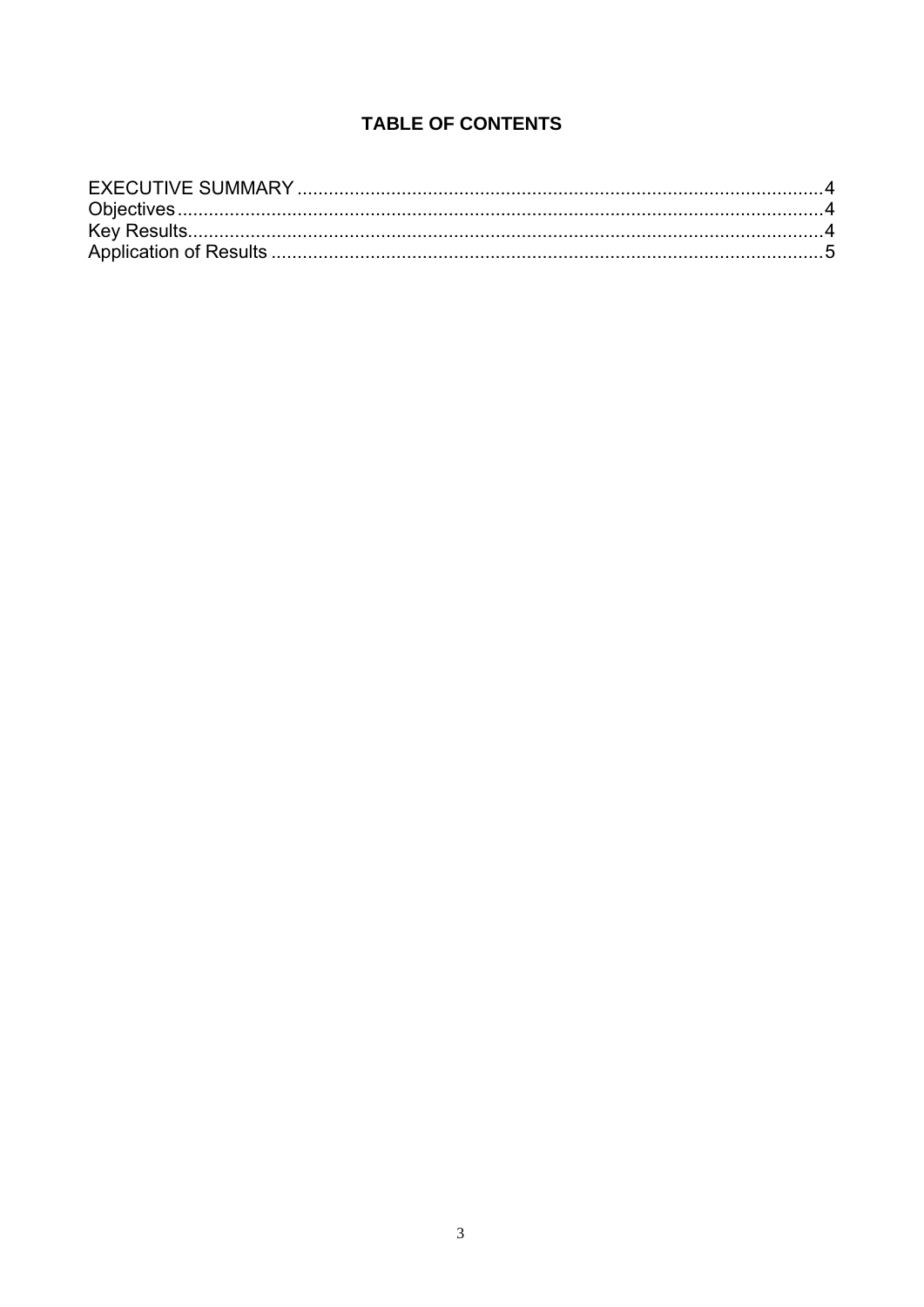**TABLE OF CONTENTS**

EXECUTIVE SUMMARY .......... 4
Objectives .......... 4
Key Results .......... 4
Application of Results .......... 5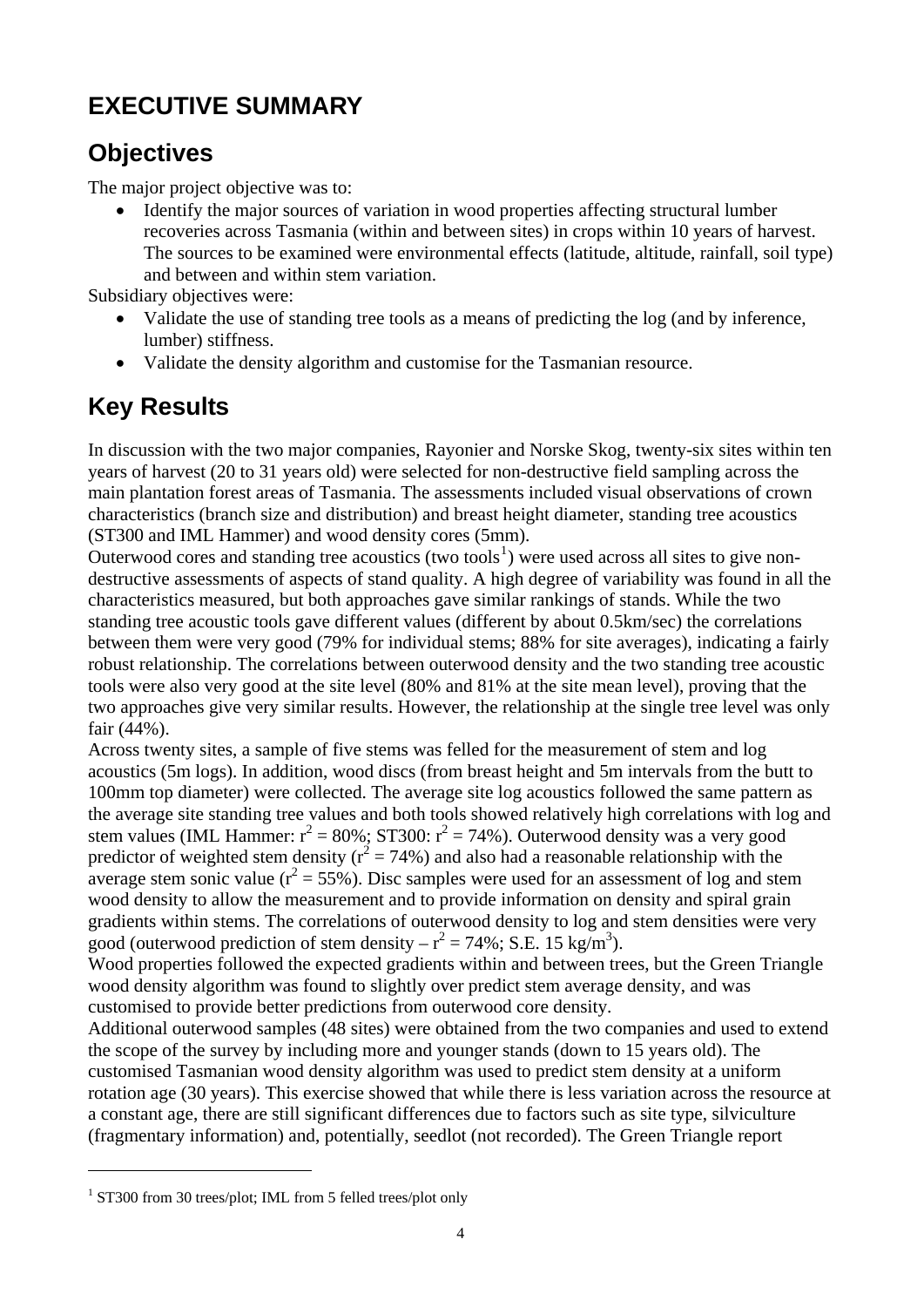# EXECUTIVE SUMMARY

## Objectives

The major project objective was to:

- Identify the major sources of variation in wood properties affecting structural lumber recoveries across Tasmania (within and between sites) in crops within 10 years of harvest. The sources to be examined were environmental effects (latitude, altitude, rainfall, soil type) and between and within stem variation.

Subsidiary objectives were:

- Validate the use of standing tree tools as a means of predicting the log (and by inference, lumber) stiffness.
- Validate the density algorithm and customise for the Tasmanian resource.

## Key Results

In discussion with the two major companies, Rayonier and Norske Skog, twenty-six sites within ten years of harvest (20 to 31 years old) were selected for non-destructive field sampling across the main plantation forest areas of Tasmania. The assessments included visual observations of crown characteristics (branch size and distribution) and breast height diameter, standing tree acoustics (ST300 and IML Hammer) and wood density cores (5mm).

Outerwood cores and standing tree acoustics (two tools[1]) were used across all sites to give non-destructive assessments of aspects of stand quality. A high degree of variability was found in all the characteristics measured, but both approaches gave similar rankings of stands. While the two standing tree acoustic tools gave different values (different by about 0.5km/sec) the correlations between them were very good (79% for individual stems; 88% for site averages), indicating a fairly robust relationship. The correlations between outerwood density and the two standing tree acoustic tools were also very good at the site level (80% and 81% at the site mean level), proving that the two approaches give very similar results. However, the relationship at the single tree level was only fair (44%).

Across twenty sites, a sample of five stems was felled for the measurement of stem and log acoustics (5m logs). In addition, wood discs (from breast height and 5m intervals from the butt to 100mm top diameter) were collected. The average site log acoustics followed the same pattern as the average site standing tree values and both tools showed relatively high correlations with log and stem values (IML Hammer: $r^2$ = 80%; ST300: $r^2$ = 74%). Outerwood density was a very good predictor of weighted stem density ($r^2$ = 74%) and also had a reasonable relationship with the average stem sonic value ($r^2$ = 55%). Disc samples were used for an assessment of log and stem wood density to allow the measurement and to provide information on density and spiral grain gradients within stems. The correlations of outerwood density to log and stem densities were very good (outerwood prediction of stem density – $r^2$ = 74%; S.E. 15 kg/m$^3$).

Wood properties followed the expected gradients within and between trees, but the Green Triangle wood density algorithm was found to slightly over predict stem average density, and was customised to provide better predictions from outerwood core density.

Additional outerwood samples (48 sites) were obtained from the two companies and used to extend the scope of the survey by including more and younger stands (down to 15 years old). The customised Tasmanian wood density algorithm was used to predict stem density at a uniform rotation age (30 years). This exercise showed that while there is less variation across the resource at a constant age, there are still significant differences due to factors such as site type, silviculture (fragmentary information) and, potentially, seedlot (not recorded). The Green Triangle report

[1] ST300 from 30 trees/plot; IML from 5 felled trees/plot only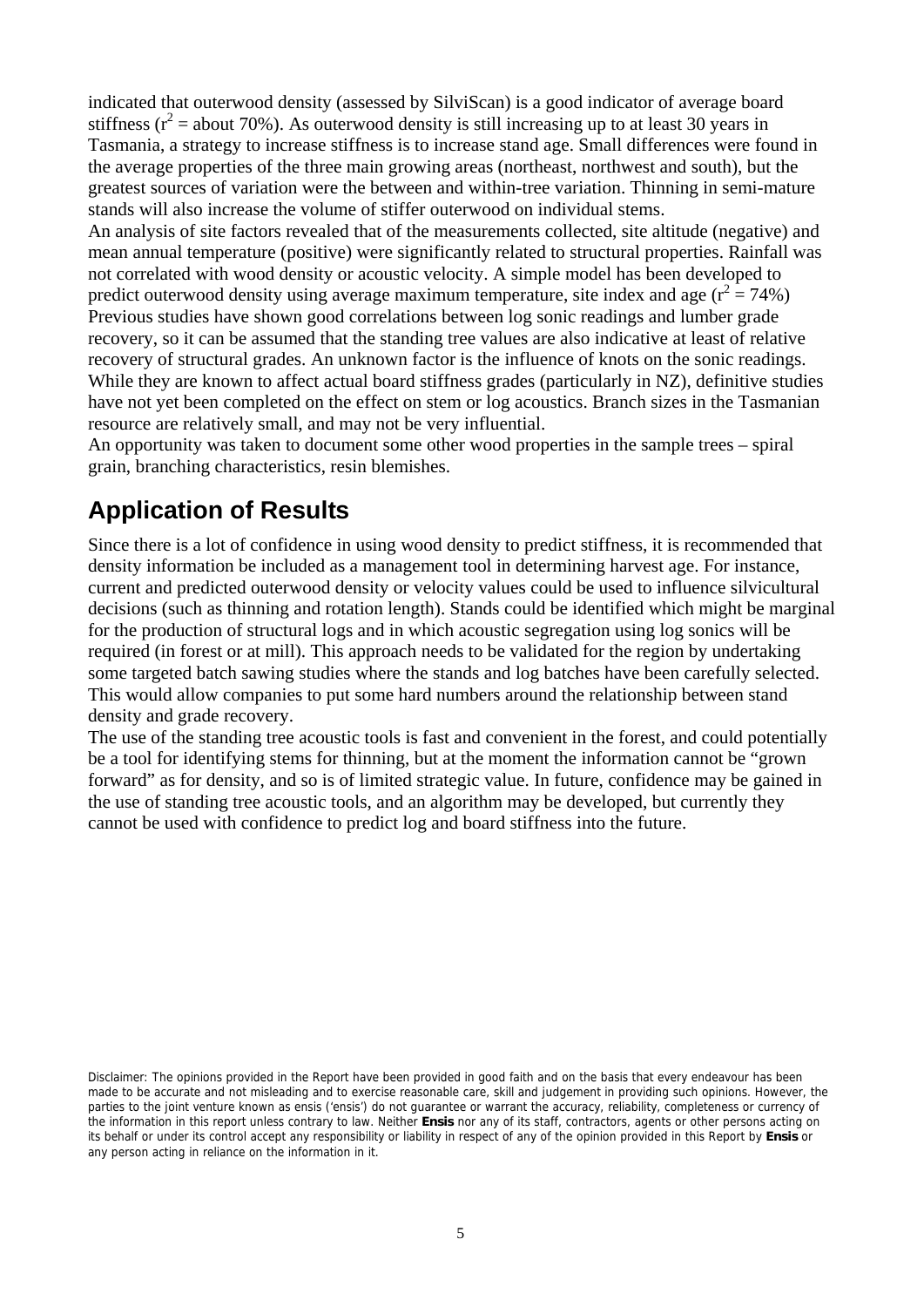indicated that outerwood density (assessed by SilviScan) is a good indicator of average board stiffness ($r^2$ = about 70%). As outerwood density is still increasing up to at least 30 years in Tasmania, a strategy to increase stiffness is to increase stand age. Small differences were found in the average properties of the three main growing areas (northeast, northwest and south), but the greatest sources of variation were the between and within-tree variation. Thinning in semi-mature stands will also increase the volume of stiffer outerwood on individual stems.

An analysis of site factors revealed that of the measurements collected, site altitude (negative) and mean annual temperature (positive) were significantly related to structural properties. Rainfall was not correlated with wood density or acoustic velocity. A simple model has been developed to predict outerwood density using average maximum temperature, site index and age ($r^2 = 74\%$)

Previous studies have shown good correlations between log sonic readings and lumber grade recovery, so it can be assumed that the standing tree values are also indicative at least of relative recovery of structural grades. An unknown factor is the influence of knots on the sonic readings. While they are known to affect actual board stiffness grades (particularly in NZ), definitive studies have not yet been completed on the effect on stem or log acoustics. Branch sizes in the Tasmanian resource are relatively small, and may not be very influential.

An opportunity was taken to document some other wood properties in the sample trees – spiral grain, branching characteristics, resin blemishes.

## Application of Results

Since there is a lot of confidence in using wood density to predict stiffness, it is recommended that density information be included as a management tool in determining harvest age. For instance, current and predicted outerwood density or velocity values could be used to influence silvicultural decisions (such as thinning and rotation length). Stands could be identified which might be marginal for the production of structural logs and in which acoustic segregation using log sonics will be required (in forest or at mill). This approach needs to be validated for the region by undertaking some targeted batch sawing studies where the stands and log batches have been carefully selected. This would allow companies to put some hard numbers around the relationship between stand density and grade recovery.

The use of the standing tree acoustic tools is fast and convenient in the forest, and could potentially be a tool for identifying stems for thinning, but at the moment the information cannot be "grown forward" as for density, and so is of limited strategic value. In future, confidence may be gained in the use of standing tree acoustic tools, and an algorithm may be developed, but currently they cannot be used with confidence to predict log and board stiffness into the future.

Disclaimer: The opinions provided in the Report have been provided in good faith and on the basis that every endeavour has been made to be accurate and not misleading and to exercise reasonable care, skill and judgement in providing such opinions. However, the parties to the joint venture known as ensis ('ensis') do not guarantee or warrant the accuracy, reliability, completeness or currency of the information in this report unless contrary to law. Neither **Ensis** nor any of its staff, contractors, agents or other persons acting on its behalf or under its control accept any responsibility or liability in respect of any of the opinion provided in this Report by **Ensis** or any person acting in reliance on the information in it.